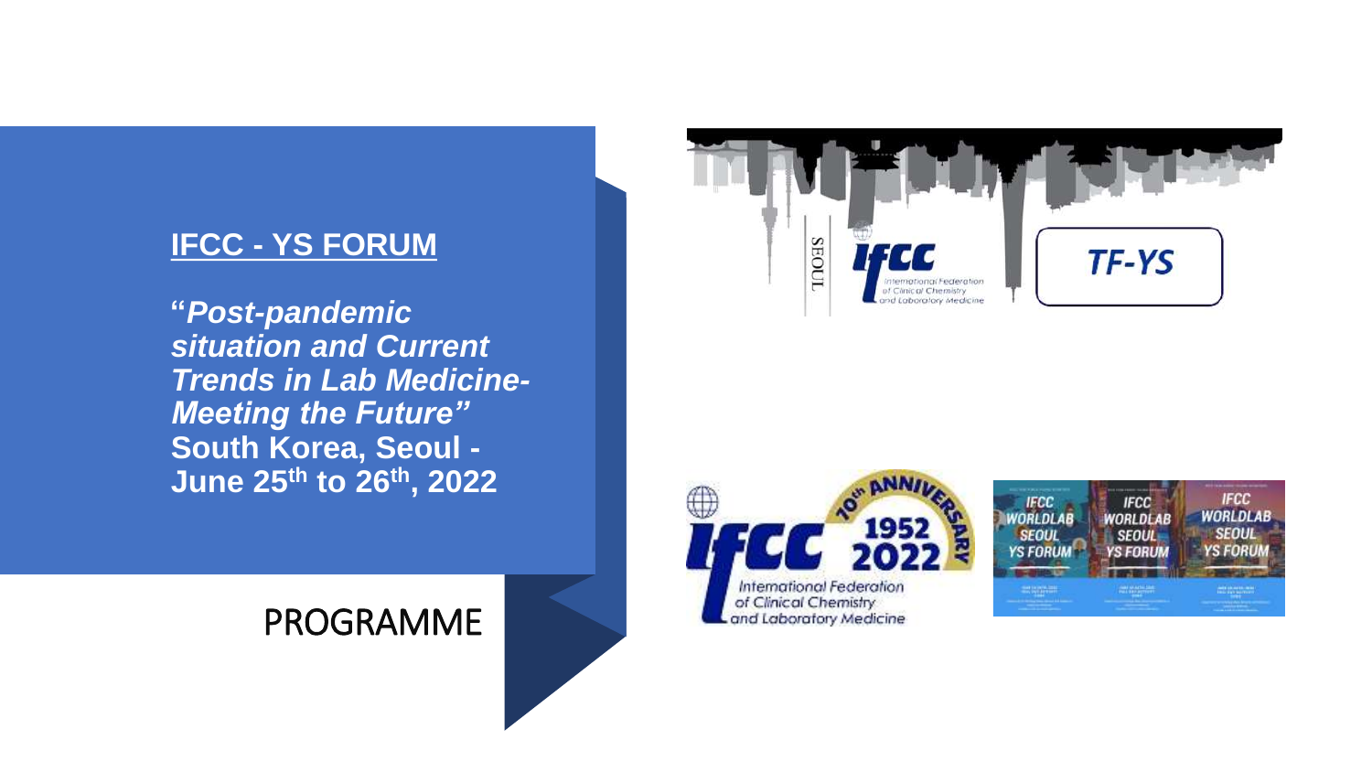# IFCC - YS FORUM

**"*Post-pandemic situation and Current Trends in Lab Medicine- Meeting the Future"***
**South Korea, Seoul - June 25th to 26th, 2022**

PROGRAMME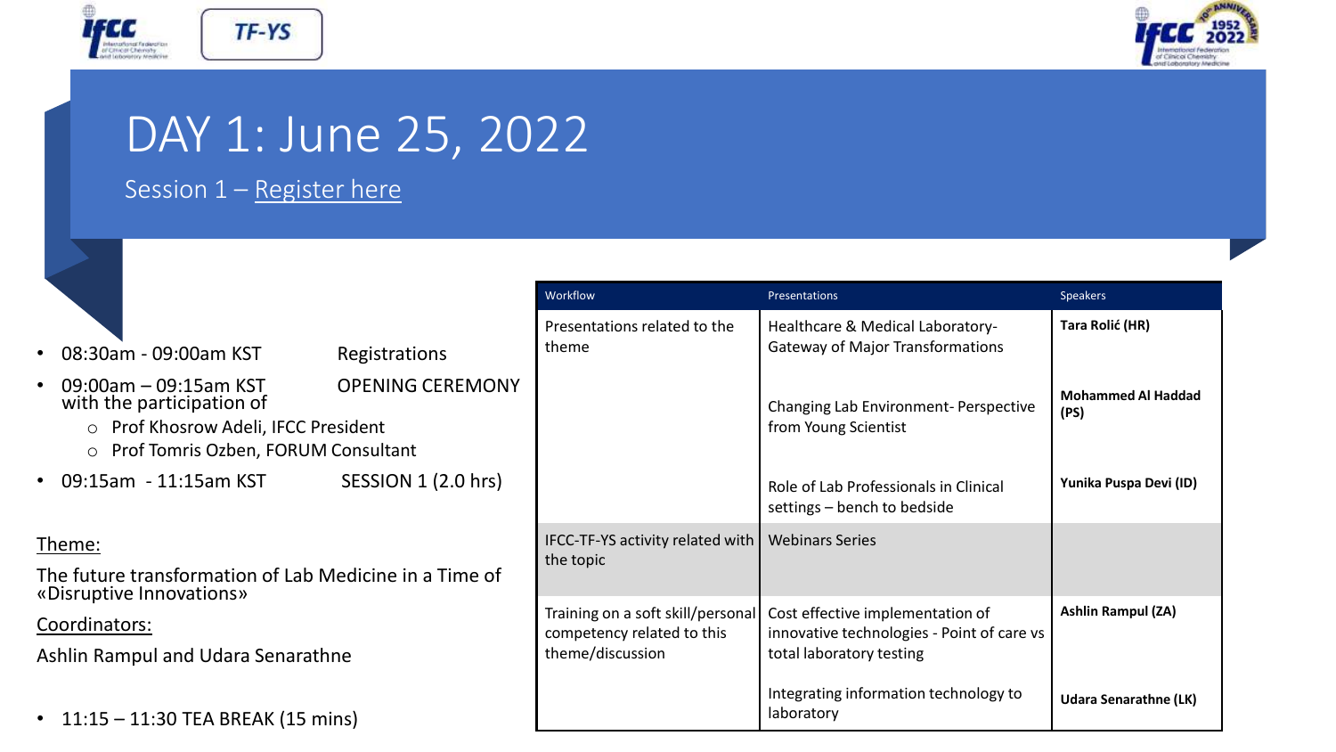# DAY 1: June 25, 2022

Session 1 – Register here

- 08:30am - 09:00am KST Registrations
- 09:00am – 09:15am KST OPENING CEREMONY with the participation of
  - Prof Khosrow Adeli, IFCC President
  - Prof Tomris Ozben, FORUM Consultant
- 09:15am - 11:15am KST SESSION 1 (2.0 hrs)

Theme:

The future transformation of Lab Medicine in a Time of «Disruptive Innovations»

Coordinators:

Ashlin Rampul and Udara Senarathne

- 11:15 – 11:30 TEA BREAK (15 mins)

| Workflow | Presentations | Speakers |
|---|---|---|
| Presentations related to the theme | Healthcare & Medical Laboratory- Gateway of Major Transformations | **Tara Rolić (HR)** |
| | Changing Lab Environment- Perspective from Young Scientist | **Mohammed Al Haddad (PS)** |
| | Role of Lab Professionals in Clinical settings – bench to bedside | **Yunika Puspa Devi (ID)** |
| IFCC-TF-YS activity related with the topic | Webinars Series | |
| Training on a soft skill/personal competency related to this theme/discussion | Cost effective implementation of innovative technologies - Point of care vs total laboratory testing | **Ashlin Rampul (ZA)** |
| | Integrating information technology to laboratory | **Udara Senarathne (LK)** |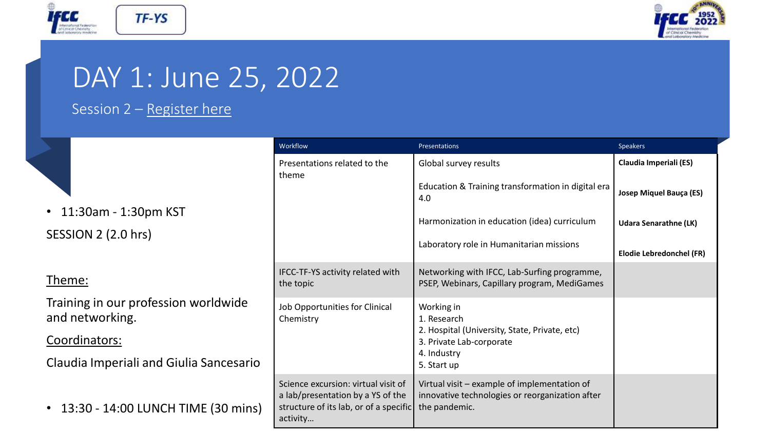# DAY 1: June 25, 2022

Session 2 – Register here

- 11:30am - 1:30pm KST

SESSION 2 (2.0 hrs)

Theme:

Training in our profession worldwide and networking.

Coordinators:

Claudia Imperiali and Giulia Sancesario

- 13:30 - 14:00 LUNCH TIME (30 mins)

| Workflow | Presentations | Speakers |
| --- | --- | --- |
| Presentations related to the theme | Global survey results | **Claudia Imperiali (ES)** |
| | Education & Training transformation in digital era 4.0 | **Josep Miquel Bauça (ES)** |
| | Harmonization in education (idea) curriculum | **Udara Senarathne (LK)** |
| | Laboratory role in Humanitarian missions | **Elodie Lebredonchel (FR)** |
| IFCC-TF-YS activity related with the topic | Networking with IFCC, Lab-Surfing programme, PSEP, Webinars, Capillary program, MediGames | |
| Job Opportunities for Clinical Chemistry | Working in<br>1. Research<br>2. Hospital (University, State, Private, etc)<br>3. Private Lab-corporate<br>4. Industry<br>5. Start up | |
| Science excursion: virtual visit of a lab/presentation by a YS of the structure of its lab, or of a specific activity… | Virtual visit – example of implementation of innovative technologies or reorganization after the pandemic. | |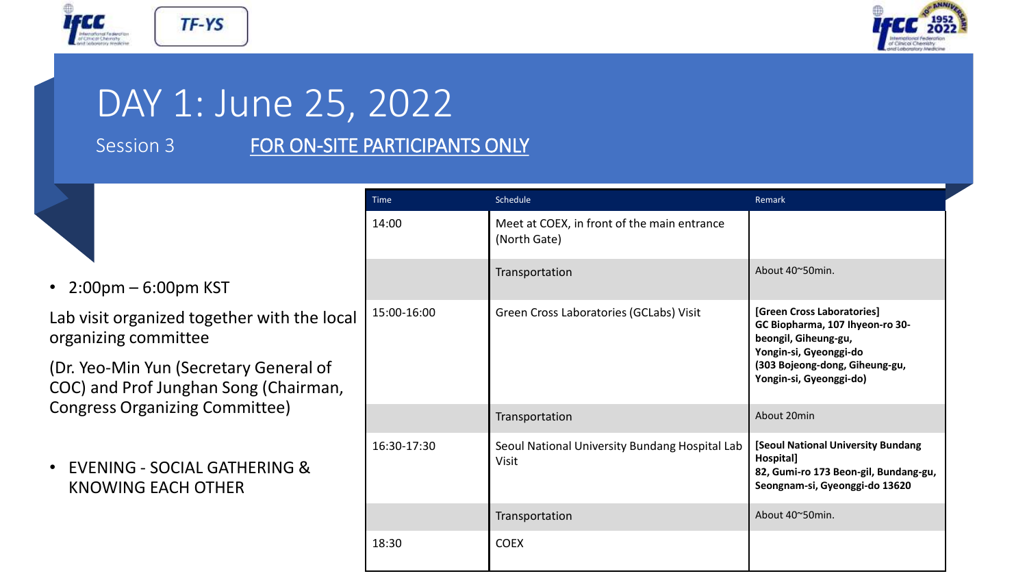# DAY 1: June 25, 2022

Session 3 FOR ON-SITE PARTICIPANTS ONLY

- 2:00pm – 6:00pm KST

Lab visit organized together with the local organizing committee

(Dr. Yeo-Min Yun (Secretary General of COC) and Prof Junghan Song (Chairman, Congress Organizing Committee)

- EVENING - SOCIAL GATHERING & KNOWING EACH OTHER

| Time | Schedule | Remark |
|---|---|---|
| 14:00 | Meet at COEX, in front of the main entrance (North Gate) | |
| | Transportation | About 40~50min. |
| 15:00-16:00 | Green Cross Laboratories (GCLabs) Visit | **[Green Cross Laboratories] GC Biopharma, 107 Ihyeon-ro 30-beongil, Giheung-gu, Yongin-si, Gyeonggi-do (303 Bojeong-dong, Giheung-gu, Yongin-si, Gyeonggi-do)** |
| | Transportation | About 20min |
| 16:30-17:30 | Seoul National University Bundang Hospital Lab Visit | **[Seoul National University Bundang Hospital] 82, Gumi-ro 173 Beon-gil, Bundang-gu, Seongnam-si, Gyeonggi-do 13620** |
| | Transportation | About 40~50min. |
| 18:30 | COEX | |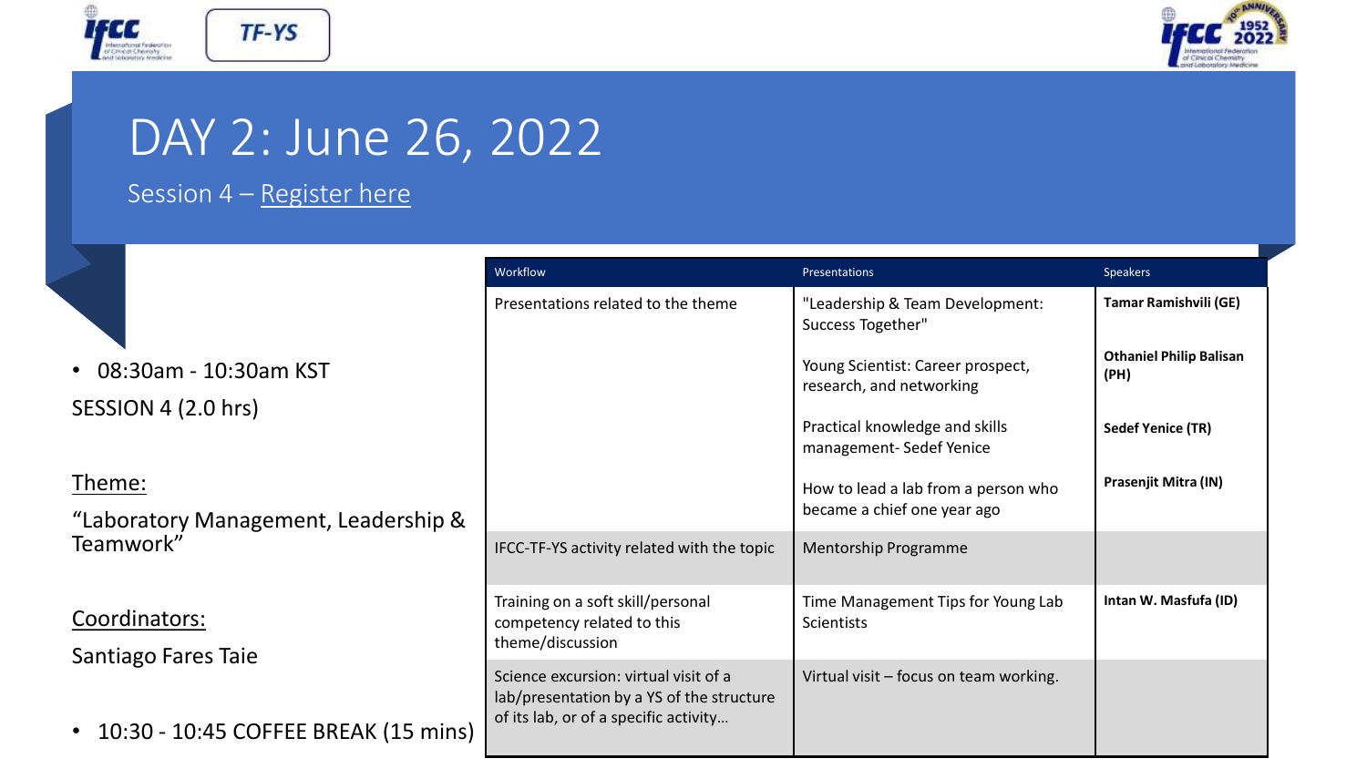# DAY 2: June 26, 2022

Session 4 – Register here

- 08:30am - 10:30am KST

SESSION 4 (2.0 hrs)

Theme:

"Laboratory Management, Leadership & Teamwork"

Coordinators:

Santiago Fares Taie

- 10:30 - 10:45 COFFEE BREAK (15 mins)

| Workflow | Presentations | Speakers |
| --- | --- | --- |
| Presentations related to the theme | "Leadership & Team Development: Success Together" | **Tamar Ramishvili (GE)** |
| | Young Scientist: Career prospect, research, and networking | **Othaniel Philip Balisan (PH)** |
| | Practical knowledge and skills management- Sedef Yenice | **Sedef Yenice (TR)** |
| | How to lead a lab from a person who became a chief one year ago | **Prasenjit Mitra (IN)** |
| IFCC-TF-YS activity related with the topic | Mentorship Programme | |
| Training on a soft skill/personal competency related to this theme/discussion | Time Management Tips for Young Lab Scientists | **Intan W. Masfufa (ID)** |
| Science excursion: virtual visit of a lab/presentation by a YS of the structure of its lab, or of a specific activity… | Virtual visit – focus on team working. | |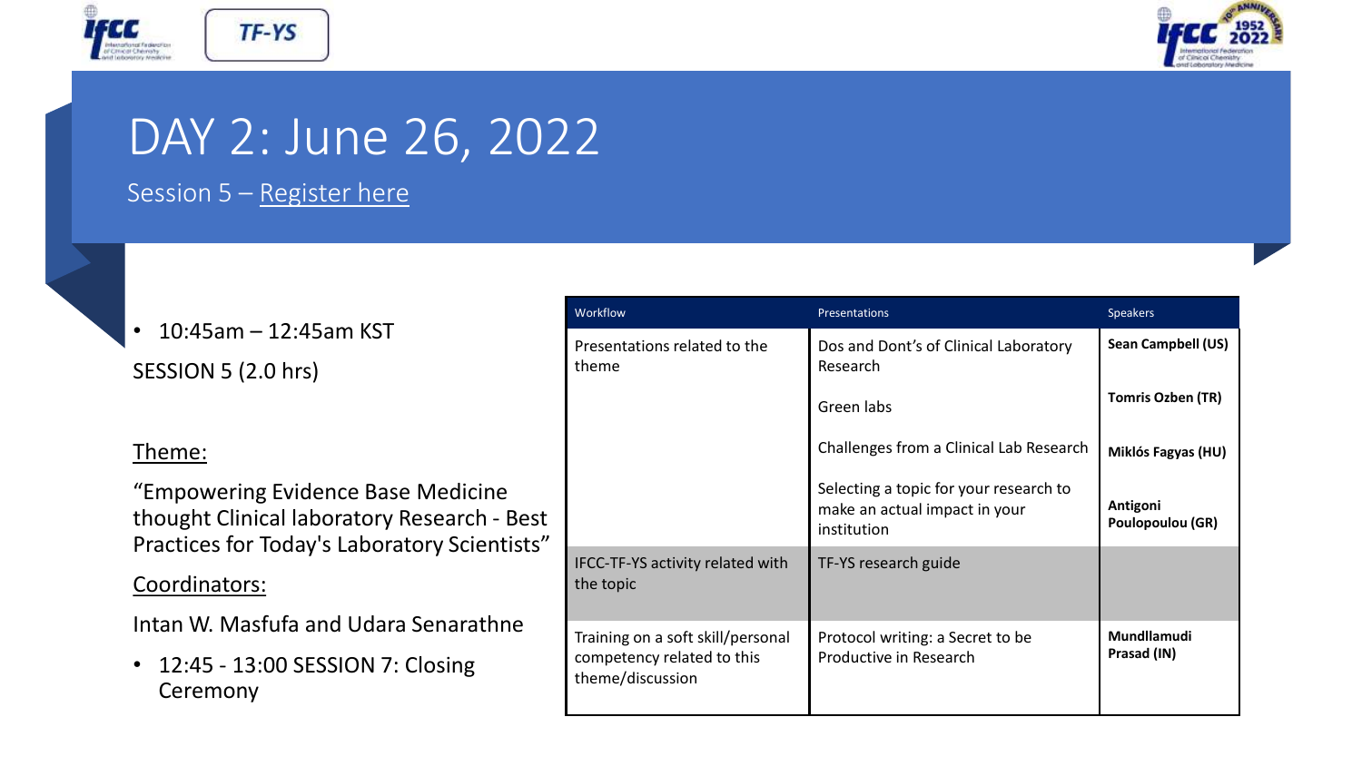# DAY 2: June 26, 2022

Session 5 – Register here

- 10:45am – 12:45am KST

SESSION 5 (2.0 hrs)

Theme:

"Empowering Evidence Base Medicine thought Clinical laboratory Research - Best Practices for Today's Laboratory Scientists"

Coordinators:

Intan W. Masfufa and Udara Senarathne

- 12:45 - 13:00 SESSION 7: Closing Ceremony

| Workflow | Presentations | Speakers |
|---|---|---|
| Presentations related to the theme | Dos and Dont's of Clinical Laboratory Research | **Sean Campbell (US)** |
| | Green labs | **Tomris Ozben (TR)** |
| | Challenges from a Clinical Lab Research | **Miklós Fagyas (HU)** |
| | Selecting a topic for your research to make an actual impact in your institution | **Antigoni Poulopoulou (GR)** |
| IFCC-TF-YS activity related with the topic | TF-YS research guide | |
| Training on a soft skill/personal competency related to this theme/discussion | Protocol writing: a Secret to be Productive in Research | **Mundllamudi Prasad (IN)** |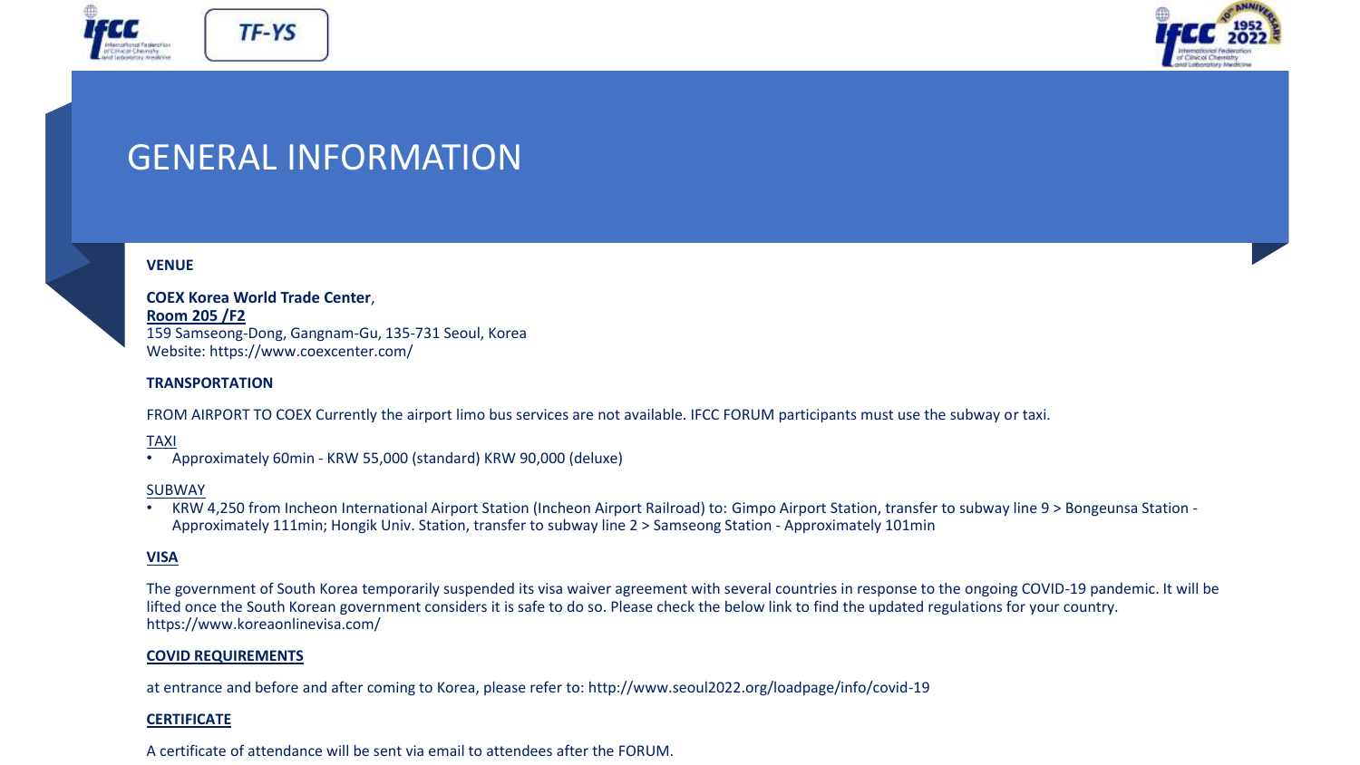# GENERAL INFORMATION

**VENUE**

**COEX Korea World Trade Center**,
**Room 205 /F2**
159 Samseong-Dong, Gangnam-Gu, 135-731 Seoul, Korea
Website: https://www.coexcenter.com/

**TRANSPORTATION**

FROM AIRPORT TO COEX Currently the airport limo bus services are not available. IFCC FORUM participants must use the subway or taxi.

TAXI

- Approximately 60min - KRW 55,000 (standard) KRW 90,000 (deluxe)

SUBWAY

- KRW 4,250 from Incheon International Airport Station (Incheon Airport Railroad) to: Gimpo Airport Station, transfer to subway line 9 > Bongeunsa Station - Approximately 111min; Hongik Univ. Station, transfer to subway line 2 > Samseong Station - Approximately 101min

**VISA**

The government of South Korea temporarily suspended its visa waiver agreement with several countries in response to the ongoing COVID-19 pandemic. It will be lifted once the South Korean government considers it is safe to do so. Please check the below link to find the updated regulations for your country.
https://www.koreaonlinevisa.com/

**COVID REQUIREMENTS**

at entrance and before and after coming to Korea, please refer to: http://www.seoul2022.org/loadpage/info/covid-19

**CERTIFICATE**

A certificate of attendance will be sent via email to attendees after the FORUM.